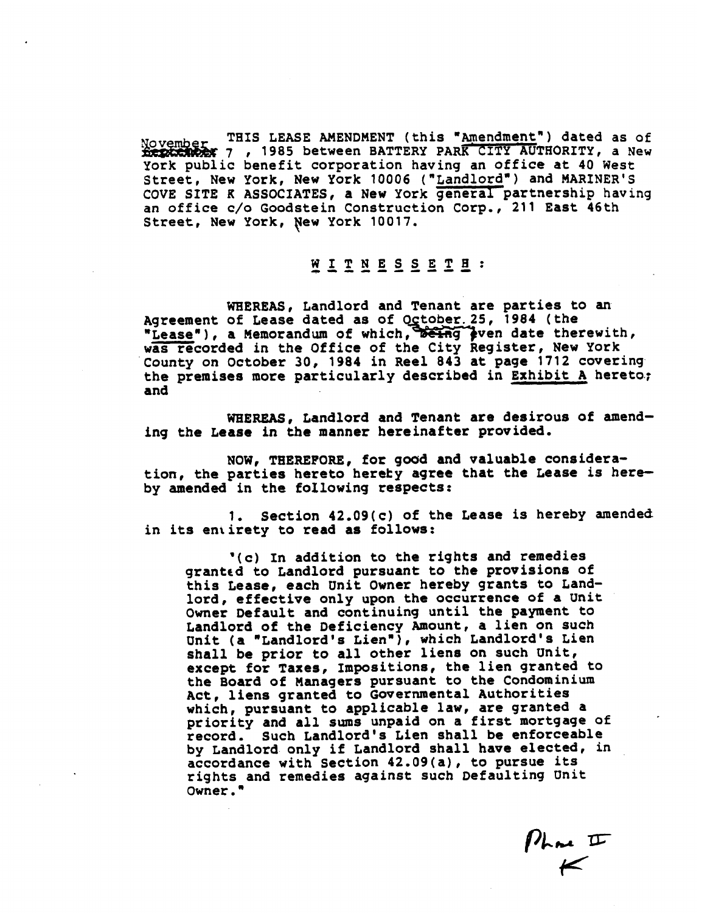November 7, 1985

THIS LEASE AMENDMENT (this "Amendment") dated as of November 7, 1985 between BATTERY PARK CITY AUTHORITY, a New York public benefit corporation having an office at 40 West Street, New York, New York 10006 ("Landlord") and MARINER'S COVE SITE K ASSOCIATES, a New York general partnership having an office c/o Goodstein Construction Corp., 211 East 46th Street, New York, New York 10017.

W I T N E S S E T H :

WHEREAS, Landlord and Tenant are parties to an Agreement of Lease dated as of October 25, 1984 (the "Lease"), a Memorandum of which, of even date therewith, was recorded in the Office of the City Register, New York County on October 30, 1984 in Reel 843 at page 1712 covering the premises more particularly described in Exhibit A hereto; and

WHEREAS, Landlord and Tenant are desirous of amending the Lease in the manner hereinafter provided.

NOW, THEREFORE, for good and valuable consideration, the parties hereto hereby agree that the Lease is hereby amended in the following respects:

1. Section 42.09(c) of the Lease is hereby amended in its entirety to read as follows:

> "(c) In addition to the rights and remedies granted to Landlord pursuant to the provisions of this Lease, each Unit Owner hereby grants to Landlord, effective only upon the occurrence of a Unit Owner Default and continuing until the payment to Landlord of the Deficiency Amount, a lien on such Unit (a "Landlord's Lien"), which Landlord's Lien shall be prior to all other liens on such Unit, except for Taxes, Impositions, the lien granted to the Board of Managers pursuant to the Condominium Act, liens granted to Governmental Authorities which, pursuant to applicable law, are granted a priority and all sums unpaid on a first mortgage of record. Such Landlord's Lien shall be enforceable by Landlord only if Landlord shall have elected, in accordance with Section 42.09(a), to pursue its rights and remedies against such Defaulting Unit Owner."

Phase II
K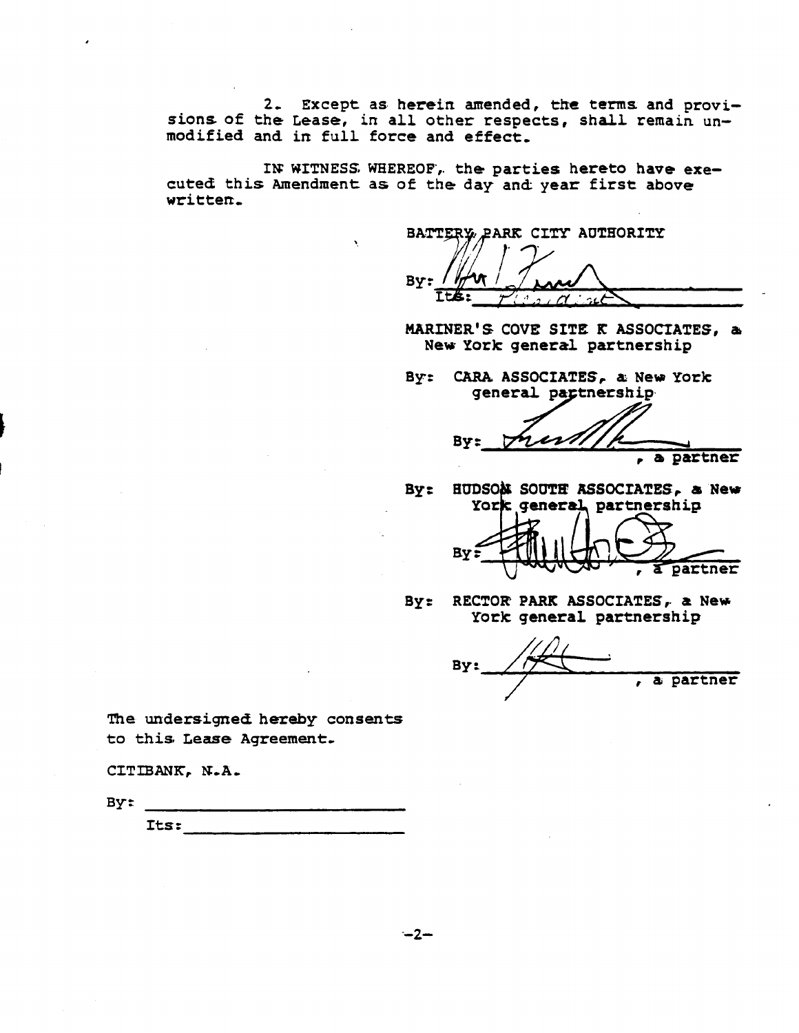2. Except as herein amended, the terms and provisions of the Lease, in all other respects, shall remain unmodified and in full force and effect.

IN WITNESS WHEREOF, the parties hereto have executed this Amendment as of the day and year first above written.

BATTERY PARK CITY AUTHORITY

By: ______________________
Its: President

MARINER'S COVE SITE K ASSOCIATES, a New York general partnership

By: CARA ASSOCIATES, a New York general partnership

By: ______________________, a partner

By: HUDSON SOUTH ASSOCIATES, a New York general partnership

By: ______________________, a partner

By: RECTOR PARK ASSOCIATES, a New York general partnership

By: ______________________, a partner

The undersigned hereby consents to this Lease Agreement.

CITIBANK, N.A.

By: ______________________

Its: ______________________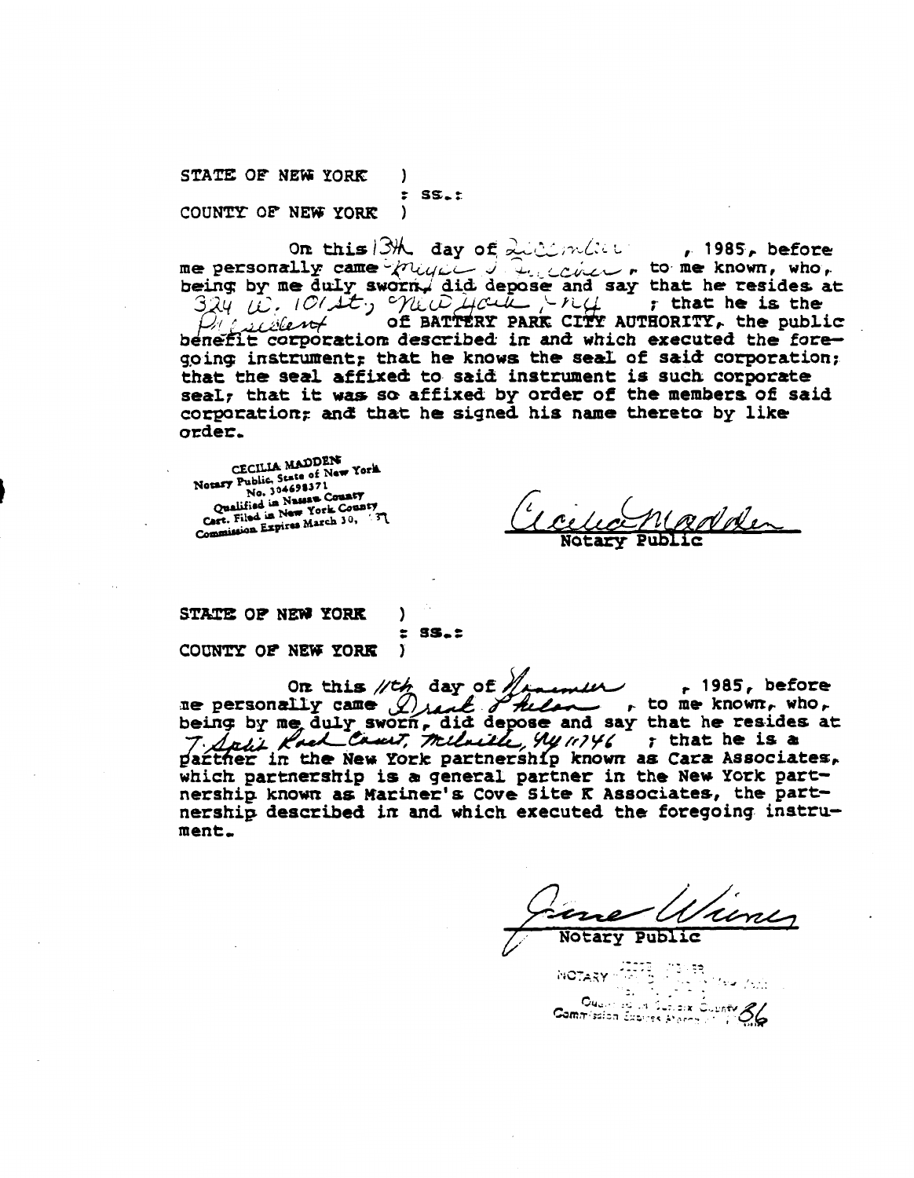STATE OF NEW YORK )
: SS.:
COUNTY OF NEW YORK )

On this 13th day of December, 1985, before me personally came Meyer S. Frucher, to me known, who, being by me duly sworn, did depose and say that he resides at 324 W. 101 St, New York, NY; that he is the President of BATTERY PARK CITY AUTHORITY, the public benefit corporation described in and which executed the foregoing instrument; that he knows the seal of said corporation; that the seal affixed to said instrument is such corporate seal; that it was so affixed by order of the members of said corporation; and that he signed his name thereto by like order.

CECILIA MADDEN
Notary Public, State of New York
No. 304698371
Qualified in Nassau County
Cert. Filed in New York County
Commission Expires March 30, 1987

Cecilia Madden
Notary Public

STATE OF NEW YORK )
: SS.:
COUNTY OF NEW YORK )

On this 11th day of December, 1985, before me personally came Frank Phelan, to me known, who, being by me duly sworn, did depose and say that he resides at 7 Split Rock Court, Melville, NY 11746; that he is a partner in the New York partnership known as Cara Associates, which partnership is a general partner in the New York partnership known as Mariner's Cove Site K Associates, the partnership described in and which executed the foregoing instrument.

June Wines
Notary Public

NOTARY PUBLIC, State of New York
Qualified in Suffolk County
Commission Expires March 30, 1986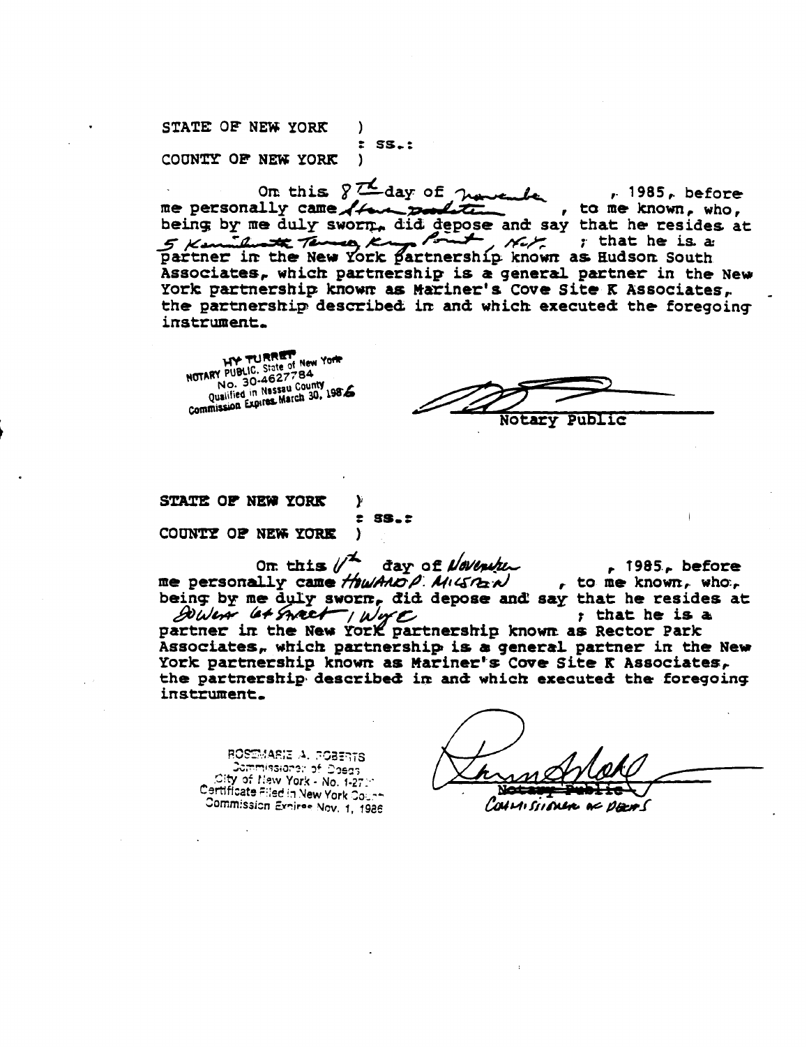STATE OF NEW YORK )
: ss.:
COUNTY OF NEW YORK )

On this 8th day of November, 1985, before me personally came Stan Poulster, to me known, who, being by me duly sworn, did depose and say that he resides at 5 Kenilworth Terrace, Kings Point, N.Y.; that he is a partner in the New York partnership known as Hudson South Associates, which partnership is a general partner in the New York partnership known as Mariner's Cove Site K Associates, the partnership described in and which executed the foregoing instrument.

HY TURRET
NOTARY PUBLIC, State of New York
No. 30-4627784
Qualified in Nassau County
Commission Expires March 30, 1986

Notary Public

STATE OF NEW YORK )
: ss.:
COUNTY OF NEW YORK )

On this 1st day of November, 1985, before me personally came HOWARD P. MILSTEIN, to me known, who, being by me duly sworn, did depose and say that he resides at 20 West 64 Street / NYC; that he is a partner in the New York partnership known as Rector Park Associates, which partnership is a general partner in the New York partnership known as Mariner's Cove Site K Associates, the partnership described in and which executed the foregoing instrument.

ROSEMARIE A. ROBERTS
Commissioner of Deeds
City of New York - No. 1-27..
Certificate Filed in New York County
Commission Expires Nov. 1, 1986

~~Notary Public~~
Commissioner of Deeds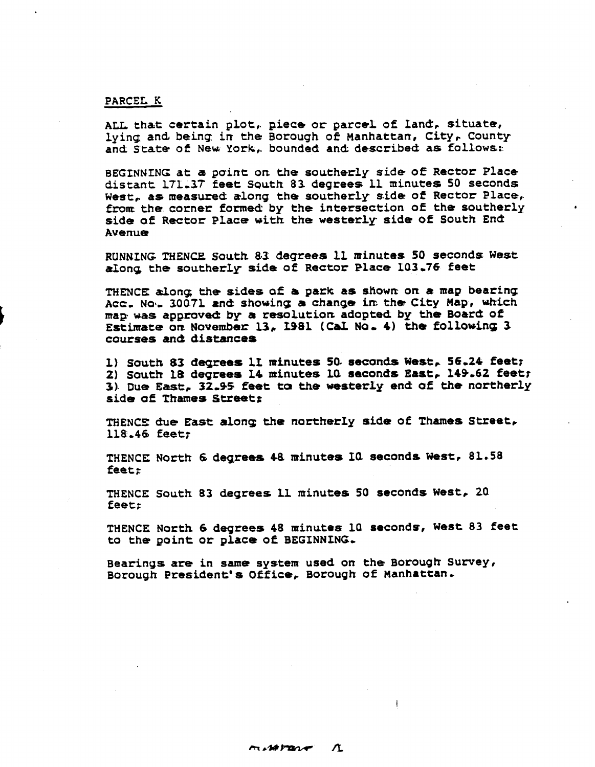PARCEL K

ALL that certain plot, piece or parcel of land, situate, lying and being in the Borough of Manhattan, City, County and State of New York, bounded and described as follows:

BEGINNING at a point on the southerly side of Rector Place distant 171.37 feet South 83 degrees 11 minutes 50 seconds West, as measured along the southerly side of Rector Place, from the corner formed by the intersection of the southerly side of Rector Place with the westerly side of South End Avenue

RUNNING THENCE South 83 degrees 11 minutes 50 seconds West along the southerly side of Rector Place 103.76 feet

THENCE along the sides of a park as shown on a map bearing Acc. No. 30071 and showing a change in the City Map, which map was approved by a resolution adopted by the Board of Estimate on November 13, 1981 (Cal No. 4) the following 3 courses and distances

1) South 83 degrees 11 minutes 50 seconds West, 56.24 feet;
2) South 18 degrees 14 minutes 10 seconds East, 149.62 feet;
3) Due East, 32.95 feet to the westerly end of the northerly side of Thames Street;

THENCE due East along the northerly side of Thames Street, 118.46 feet;

THENCE North 6 degrees 48 minutes 10 seconds West, 81.58 feet;

THENCE South 83 degrees 11 minutes 50 seconds West, 20 feet;

THENCE North 6 degrees 48 minutes 10 seconds, West 83 feet to the point or place of BEGINNING.

Bearings are in same system used on the Borough Survey, Borough President's Office, Borough of Manhattan.